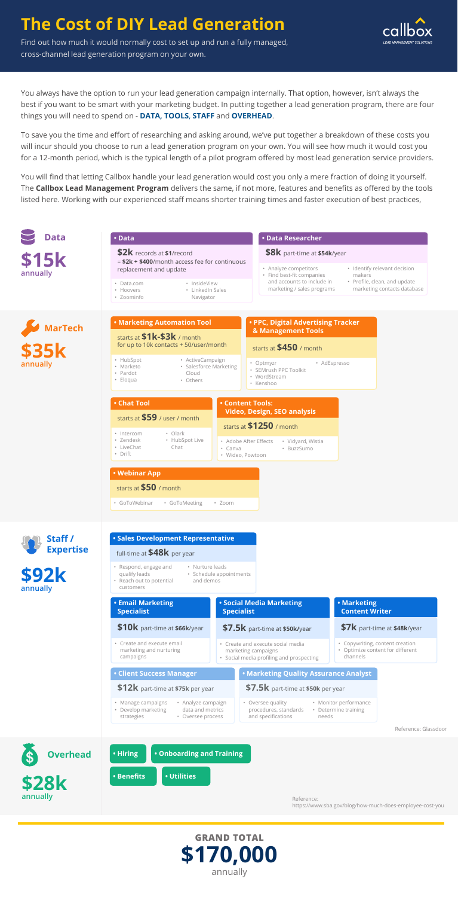# The Cost of DIY Lead Generation

Find out how much it would normally cost to set up and run a fully managed, cross-channel lead generation program on your own.

You always have the option to run your lead generation campaign internally. That option, however, isn't always the best if you want to be smart with your marketing budget. In putting together a lead generation program, there are four things you will need to spend on - **DATA, TOOLS**, **STAFF** and **OVERHEAD**.

To save you the time and effort of researching and asking around, we've put together a breakdown of these costs you will incur should you choose to run a lead generation program on your own. You will see how much it would cost you for a 12-month period, which is the typical length of a pilot program offered by most lead generation service providers.

You will find that letting Callbox handle your lead generation would cost you only a mere fraction of doing it yourself. The **Callbox Lead Management Program** delivers the same, if not more, features and benefits as offered by the tools listed here. Working with our experienced staff means shorter training times and faster execution of best practices,

## Data — $15k annually

### • Data

**$2k** records at **$1**/record
= **$2k + $400**/month access fee for continuous replacement and update

- Data.com
- Hoovers
- Zoominfo
- InsideView
- LinkedIn Sales Navigator

### • Data Researcher

**$8k** part-time at **$54k**/year

- Analyze competitors
- Find best-fit companies and accounts to include in marketing / sales programs
- Identify relevant decision makers
- Profile, clean, and update marketing contacts database

## MarTech — $35k annually

### • Marketing Automation Tool

starts at **$1k-$3k** / month for up to 10k contacts + 50/user/month

- HubSpot
- Marketo
- Pardot
- Eloqua
- ActiveCampaign
- Salesforce Marketing Cloud
- Others

### • PPC, Digital Advertising Tracker & Management Tools

starts at **$450** / month

- Optmyzr
- SEMrush PPC Toolkit
- WordStream
- Kenshoo
- AdEspresso

### • Chat Tool

starts at **$59** / user / month

- Intercom
- Zendesk
- LiveChat
- Drift
- Olark
- HubSpot Live Chat

### • Content Tools: Video, Design, SEO analysis

starts at **$1250** / month

- Adobe After Effects
- Canva
- Wideo, Powtoon
- Vidyard, Wistia
- BuzzSumo

### • Webinar App

starts at **$50** / month

- GoToWebinar
- GoToMeeting
- Zoom

## Staff / Expertise — $92k annually

### • Sales Development Representative

full-time at **$48k** per year

- Respond, engage and qualify leads
- Reach out to potential customers
- Nurture leads
- Schedule appointments and demos

### • Email Marketing Specialist

**$10k** part-time at **$66k**/year

- Create and execute email marketing and nurturing campaigns

### • Social Media Marketing Specialist

**$7.5k** part-time at **$50k**/year

- Create and execute social media marketing campaigns
- Social media profiling and prospecting

### • Marketing Content Writer

**$7k** part-time at **$48k**/year

- Copywriting, content creation
- Optimize content for different channels

### • Client Success Manager

**$12k** part-time at **$75k** per year

- Manage campaigns
- Develop marketing strategies
- Analyze campaign data and metrics
- Oversee process

### • Marketing Quality Assurance Analyst

**$7.5k** part-time at **$50k** per year

- Oversee quality procedures, standards and specifications
- Monitor performance
- Determine training needs

Reference: Glassdoor

## Overhead — $28k annually

- Hiring
- Onboarding and Training
- Benefits
- Utilities

Reference: https://www.sba.gov/blog/how-much-does-employee-cost-you

## GRAND TOTAL

**$170,000** annually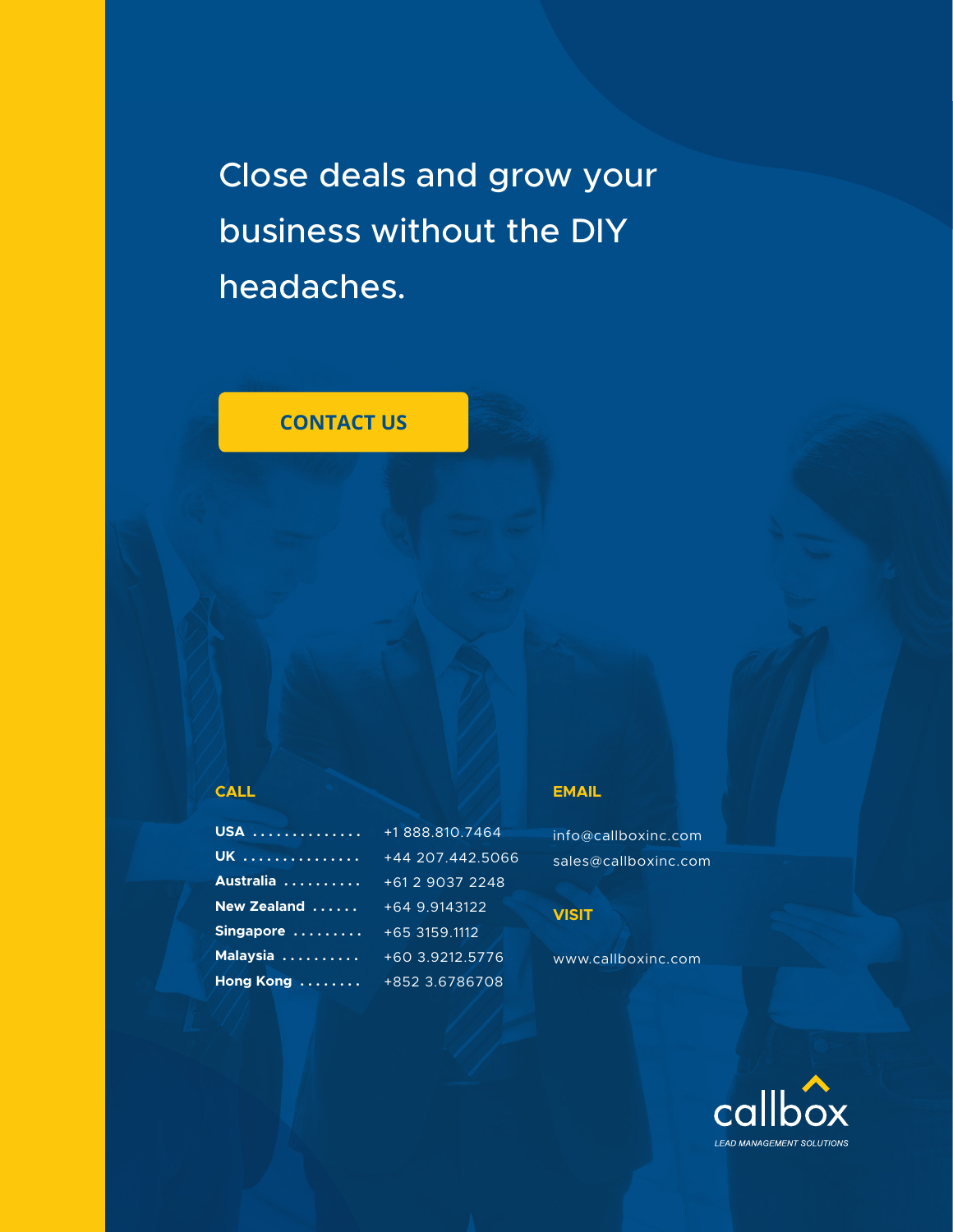# Close deals and grow your business without the DIY headaches.

**CONTACT US**

## CALL

| | |
|---|---|
| **USA** | +1 888.810.7464 |
| **UK** | +44 207.442.5066 |
| **Australia** | +61 2 9037 2248 |
| **New Zealand** | +64 9.9143122 |
| **Singapore** | +65 3159.1112 |
| **Malaysia** | +60 3.9212.5776 |
| **Hong Kong** | +852 3.6786708 |

## EMAIL

info@callboxinc.com
sales@callboxinc.com

## VISIT

www.callboxinc.com

callbox
LEAD MANAGEMENT SOLUTIONS